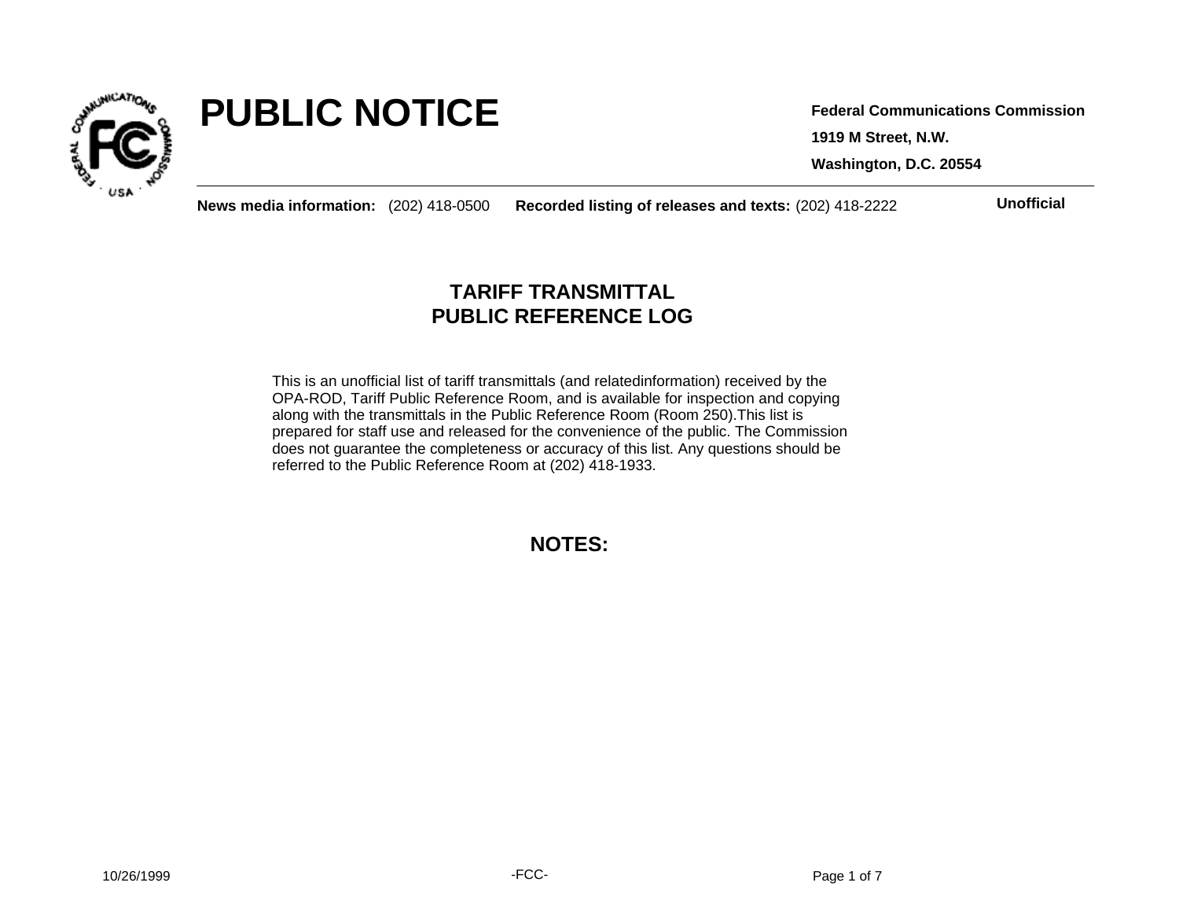# PUBLIC NOTICE

**Federal Communications Commission**

**1919 M Street, N.W.**

**Washington, D.C. 20554**

**News media information:** (202) 418-0500 **Recorded listing of releases and texts:** (202) 418-2222 **Unofficial**

## TARIFF TRANSMITTAL
## PUBLIC REFERENCE LOG

This is an unofficial list of tariff transmittals (and relatedinformation) received by the OPA-ROD, Tariff Public Reference Room, and is available for inspection and copying along with the transmittals in the Public Reference Room (Room 250).This list is prepared for staff use and released for the convenience of the public. The Commission does not guarantee the completeness or accuracy of this list. Any questions should be referred to the Public Reference Room at (202) 418-1933.

## NOTES:

10/26/1999

-FCC-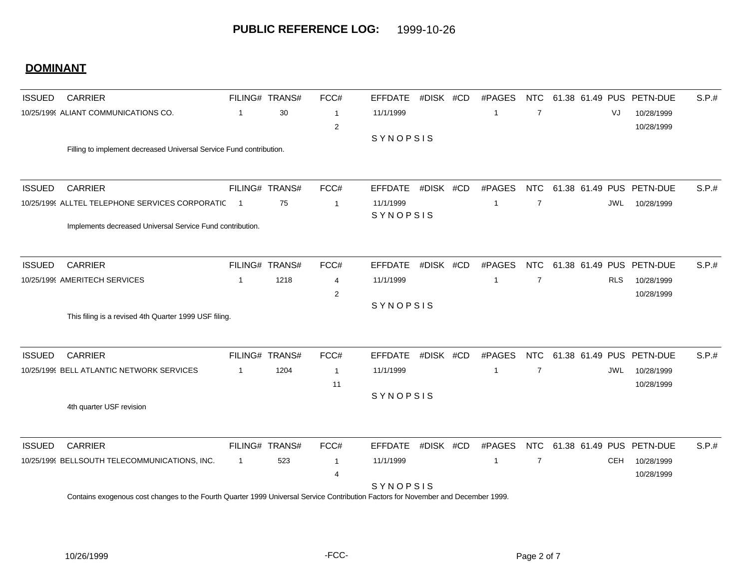# PUBLIC REFERENCE LOG: 1999-10-26

## DOMINANT

| ISSUED | CARRIER | FILING# | TRANS# | FCC# | EFFDATE | #DISK | #CD | #PAGES | NTC | 61.38 | 61.49 | PUS | PETN-DUE | S.P.# |
|---|---|---|---|---|---|---|---|---|---|---|---|---|---|---|
| 10/25/1999 | ALIANT COMMUNICATIONS CO. | 1 | 30 | 1 | 11/1/1999 | | | 1 | 7 | | | VJ | 10/28/1999 | |
| | | | | 2 | | | | | | | | | 10/28/1999 | |

SYNOPSIS

Filling to implement decreased Universal Service Fund contribution.

| ISSUED | CARRIER | FILING# | TRANS# | FCC# | EFFDATE | #DISK | #CD | #PAGES | NTC | 61.38 | 61.49 | PUS | PETN-DUE | S.P.# |
|---|---|---|---|---|---|---|---|---|---|---|---|---|---|---|
| 10/25/1999 | ALLTEL TELEPHONE SERVICES CORPORATIC | 1 | 75 | 1 | 11/1/1999 | | | 1 | 7 | | | JWL | 10/28/1999 | |

SYNOPSIS

Implements decreased Universal Service Fund contribution.

| ISSUED | CARRIER | FILING# | TRANS# | FCC# | EFFDATE | #DISK | #CD | #PAGES | NTC | 61.38 | 61.49 | PUS | PETN-DUE | S.P.# |
|---|---|---|---|---|---|---|---|---|---|---|---|---|---|---|
| 10/25/1999 | AMERITECH SERVICES | 1 | 1218 | 4 | 11/1/1999 | | | 1 | 7 | | | RLS | 10/28/1999 | |
| | | | | 2 | | | | | | | | | 10/28/1999 | |

SYNOPSIS

This filing is a revised 4th Quarter 1999 USF filing.

| ISSUED | CARRIER | FILING# | TRANS# | FCC# | EFFDATE | #DISK | #CD | #PAGES | NTC | 61.38 | 61.49 | PUS | PETN-DUE | S.P.# |
|---|---|---|---|---|---|---|---|---|---|---|---|---|---|---|
| 10/25/1999 | BELL ATLANTIC NETWORK SERVICES | 1 | 1204 | 1 | 11/1/1999 | | | 1 | 7 | | | JWL | 10/28/1999 | |
| | | | | 11 | | | | | | | | | 10/28/1999 | |

SYNOPSIS

4th quarter USF revision

| ISSUED | CARRIER | FILING# | TRANS# | FCC# | EFFDATE | #DISK | #CD | #PAGES | NTC | 61.38 | 61.49 | PUS | PETN-DUE | S.P.# |
|---|---|---|---|---|---|---|---|---|---|---|---|---|---|---|
| 10/25/1999 | BELLSOUTH TELECOMMUNICATIONS, INC. | 1 | 523 | 1 | 11/1/1999 | | | 1 | 7 | | | CEH | 10/28/1999 | |
| | | | | 4 | | | | | | | | | 10/28/1999 | |

SYNOPSIS

Contains exogenous cost changes to the Fourth Quarter 1999 Universal Service Contribution Factors for November and December 1999.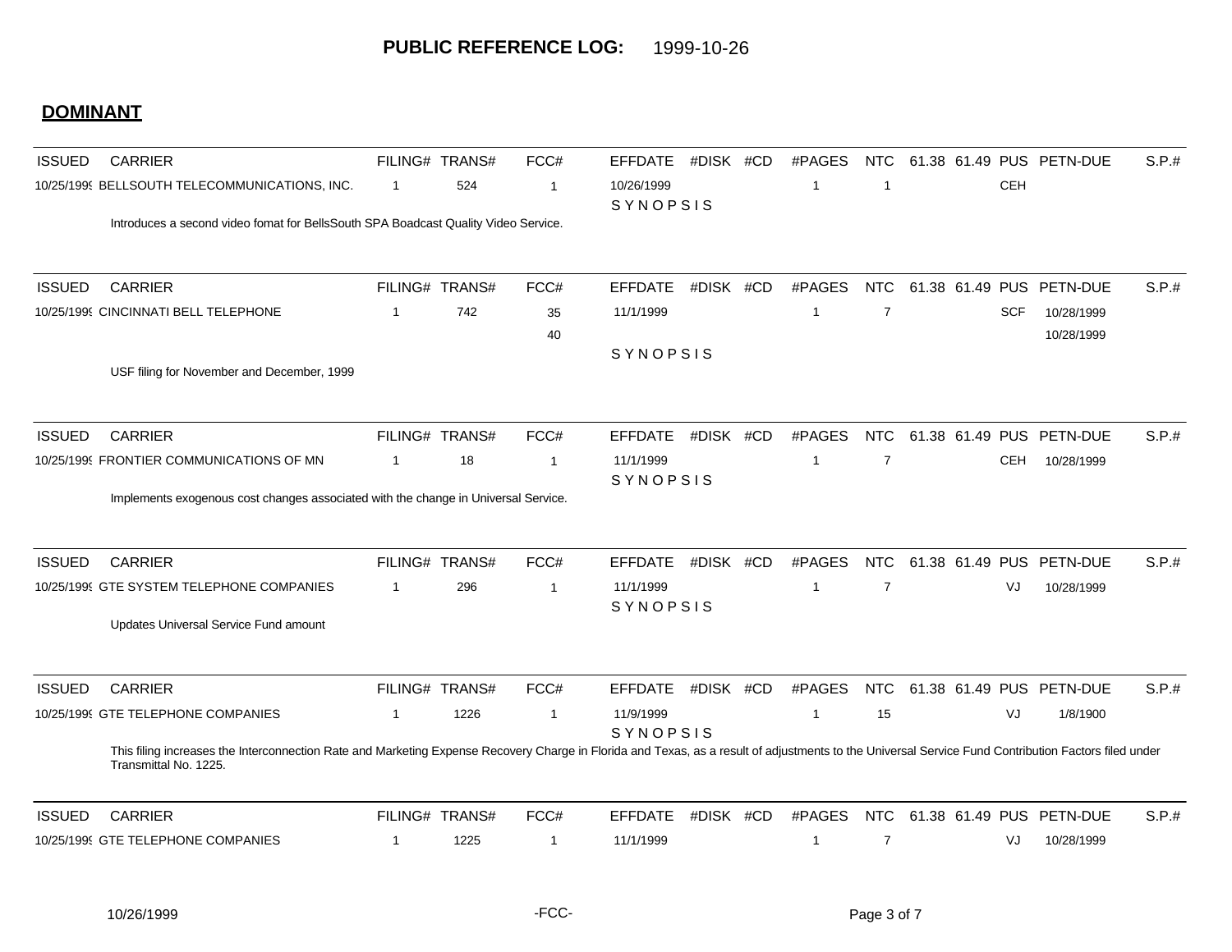# PUBLIC REFERENCE LOG: 1999-10-26

## DOMINANT

| ISSUED | CARRIER | FILING# | TRANS# | FCC# | EFFDATE | #DISK | #CD | #PAGES | NTC | 61.38 | 61.49 | PUS | PETN-DUE | S.P.# |
|---|---|---|---|---|---|---|---|---|---|---|---|---|---|---|
| 10/25/1999 | BELLSOUTH TELECOMMUNICATIONS, INC. | 1 | 524 | 1 | 10/26/1999 | | | 1 | 1 | | | CEH | | |

SYNOPSIS

Introduces a second video fomat for BellsSouth SPA Boadcast Quality Video Service.

| ISSUED | CARRIER | FILING# | TRANS# | FCC# | EFFDATE | #DISK | #CD | #PAGES | NTC | 61.38 | 61.49 | PUS | PETN-DUE | S.P.# |
|---|---|---|---|---|---|---|---|---|---|---|---|---|---|---|
| 10/25/1999 | CINCINNATI BELL TELEPHONE | 1 | 742 | 35 | 11/1/1999 | | | 1 | 7 | | | SCF | 10/28/1999 | |
| | | | | 40 | | | | | | | | | 10/28/1999 | |

SYNOPSIS

USF filing for November and December, 1999

| ISSUED | CARRIER | FILING# | TRANS# | FCC# | EFFDATE | #DISK | #CD | #PAGES | NTC | 61.38 | 61.49 | PUS | PETN-DUE | S.P.# |
|---|---|---|---|---|---|---|---|---|---|---|---|---|---|---|
| 10/25/1999 | FRONTIER COMMUNICATIONS OF MN | 1 | 18 | 1 | 11/1/1999 | | | 1 | 7 | | | CEH | 10/28/1999 | |

SYNOPSIS

Implements exogenous cost changes associated with the change in Universal Service.

| ISSUED | CARRIER | FILING# | TRANS# | FCC# | EFFDATE | #DISK | #CD | #PAGES | NTC | 61.38 | 61.49 | PUS | PETN-DUE | S.P.# |
|---|---|---|---|---|---|---|---|---|---|---|---|---|---|---|
| 10/25/1999 | GTE SYSTEM TELEPHONE COMPANIES | 1 | 296 | 1 | 11/1/1999 | | | 1 | 7 | | | VJ | 10/28/1999 | |

SYNOPSIS

Updates Universal Service Fund amount

| ISSUED | CARRIER | FILING# | TRANS# | FCC# | EFFDATE | #DISK | #CD | #PAGES | NTC | 61.38 | 61.49 | PUS | PETN-DUE | S.P.# |
|---|---|---|---|---|---|---|---|---|---|---|---|---|---|---|
| 10/25/1999 | GTE TELEPHONE COMPANIES | 1 | 1226 | 1 | 11/9/1999 | | | 1 | 15 | | | VJ | 1/8/1900 | |

SYNOPSIS

This filing increases the Interconnection Rate and Marketing Expense Recovery Charge in Florida and Texas, as a result of adjustments to the Universal Service Fund Contribution Factors filed under Transmittal No. 1225.

| ISSUED | CARRIER | FILING# | TRANS# | FCC# | EFFDATE | #DISK | #CD | #PAGES | NTC | 61.38 | 61.49 | PUS | PETN-DUE | S.P.# |
|---|---|---|---|---|---|---|---|---|---|---|---|---|---|---|
| 10/25/1999 | GTE TELEPHONE COMPANIES | 1 | 1225 | 1 | 11/1/1999 | | | 1 | 7 | | | VJ | 10/28/1999 | |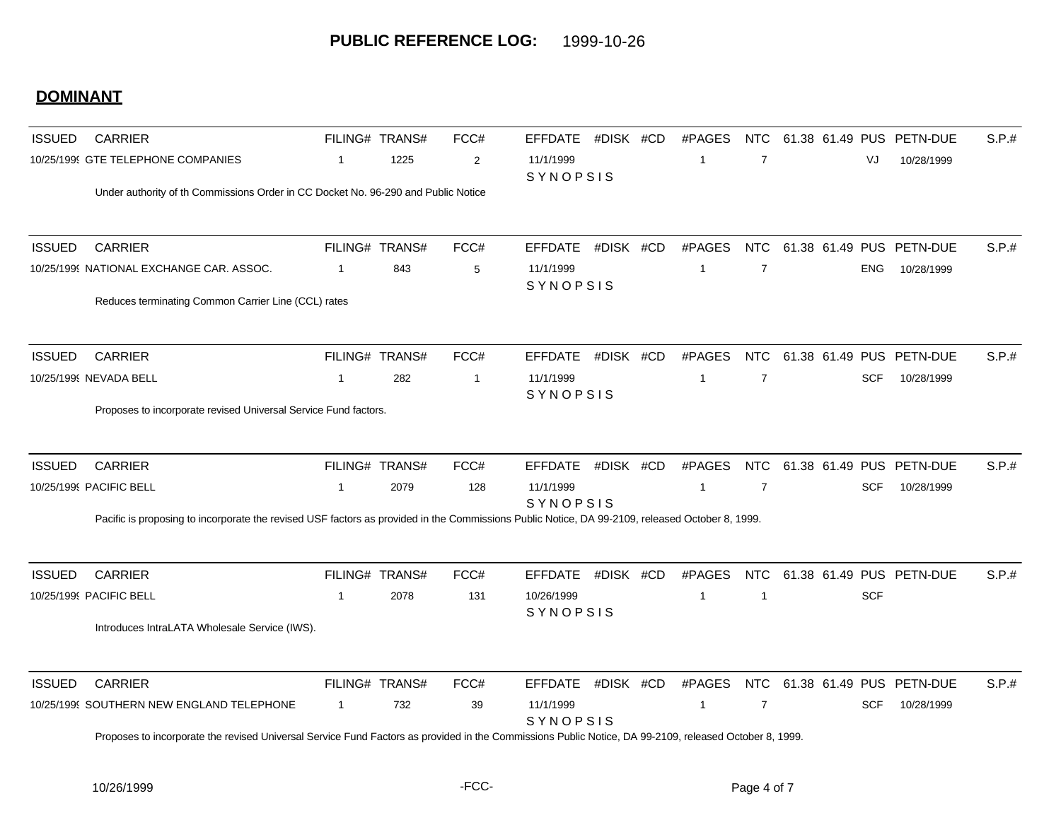# PUBLIC REFERENCE LOG: 1999-10-26

## DOMINANT

| ISSUED | CARRIER | FILING# | TRANS# | FCC# | EFFDATE | #DISK | #CD | #PAGES | NTC | 61.38 | 61.49 | PUS | PETN-DUE | S.P.# |
|---|---|---|---|---|---|---|---|---|---|---|---|---|---|---|
| 10/25/1999 | GTE TELEPHONE COMPANIES | 1 | 1225 | 2 | 11/1/1999 | | | 1 | 7 | | | VJ | 10/28/1999 | |

SYNOPSIS

Under authority of th Commissions Order in CC Docket No. 96-290 and Public Notice

| ISSUED | CARRIER | FILING# | TRANS# | FCC# | EFFDATE | #DISK | #CD | #PAGES | NTC | 61.38 | 61.49 | PUS | PETN-DUE | S.P.# |
|---|---|---|---|---|---|---|---|---|---|---|---|---|---|---|
| 10/25/1999 | NATIONAL EXCHANGE CAR. ASSOC. | 1 | 843 | 5 | 11/1/1999 | | | 1 | 7 | | | ENG | 10/28/1999 | |

SYNOPSIS

Reduces terminating Common Carrier Line (CCL) rates

| ISSUED | CARRIER | FILING# | TRANS# | FCC# | EFFDATE | #DISK | #CD | #PAGES | NTC | 61.38 | 61.49 | PUS | PETN-DUE | S.P.# |
|---|---|---|---|---|---|---|---|---|---|---|---|---|---|---|
| 10/25/1999 | NEVADA BELL | 1 | 282 | 1 | 11/1/1999 | | | 1 | 7 | | | SCF | 10/28/1999 | |

SYNOPSIS

Proposes to incorporate revised Universal Service Fund factors.

| ISSUED | CARRIER | FILING# | TRANS# | FCC# | EFFDATE | #DISK | #CD | #PAGES | NTC | 61.38 | 61.49 | PUS | PETN-DUE | S.P.# |
|---|---|---|---|---|---|---|---|---|---|---|---|---|---|---|
| 10/25/1999 | PACIFIC BELL | 1 | 2079 | 128 | 11/1/1999 | | | 1 | 7 | | | SCF | 10/28/1999 | |

SYNOPSIS

Pacific is proposing to incorporate the revised USF factors as provided in the Commissions Public Notice, DA 99-2109, released October 8, 1999.

| ISSUED | CARRIER | FILING# | TRANS# | FCC# | EFFDATE | #DISK | #CD | #PAGES | NTC | 61.38 | 61.49 | PUS | PETN-DUE | S.P.# |
|---|---|---|---|---|---|---|---|---|---|---|---|---|---|---|
| 10/25/1999 | PACIFIC BELL | 1 | 2078 | 131 | 10/26/1999 | | | 1 | 1 | | | SCF | | |

SYNOPSIS

Introduces IntraLATA Wholesale Service (IWS).

| ISSUED | CARRIER | FILING# | TRANS# | FCC# | EFFDATE | #DISK | #CD | #PAGES | NTC | 61.38 | 61.49 | PUS | PETN-DUE | S.P.# |
|---|---|---|---|---|---|---|---|---|---|---|---|---|---|---|
| 10/25/1999 | SOUTHERN NEW ENGLAND TELEPHONE | 1 | 732 | 39 | 11/1/1999 | | | 1 | 7 | | | SCF | 10/28/1999 | |

SYNOPSIS

Proposes to incorporate the revised Universal Service Fund Factors as provided in the Commissions Public Notice, DA 99-2109, released October 8, 1999.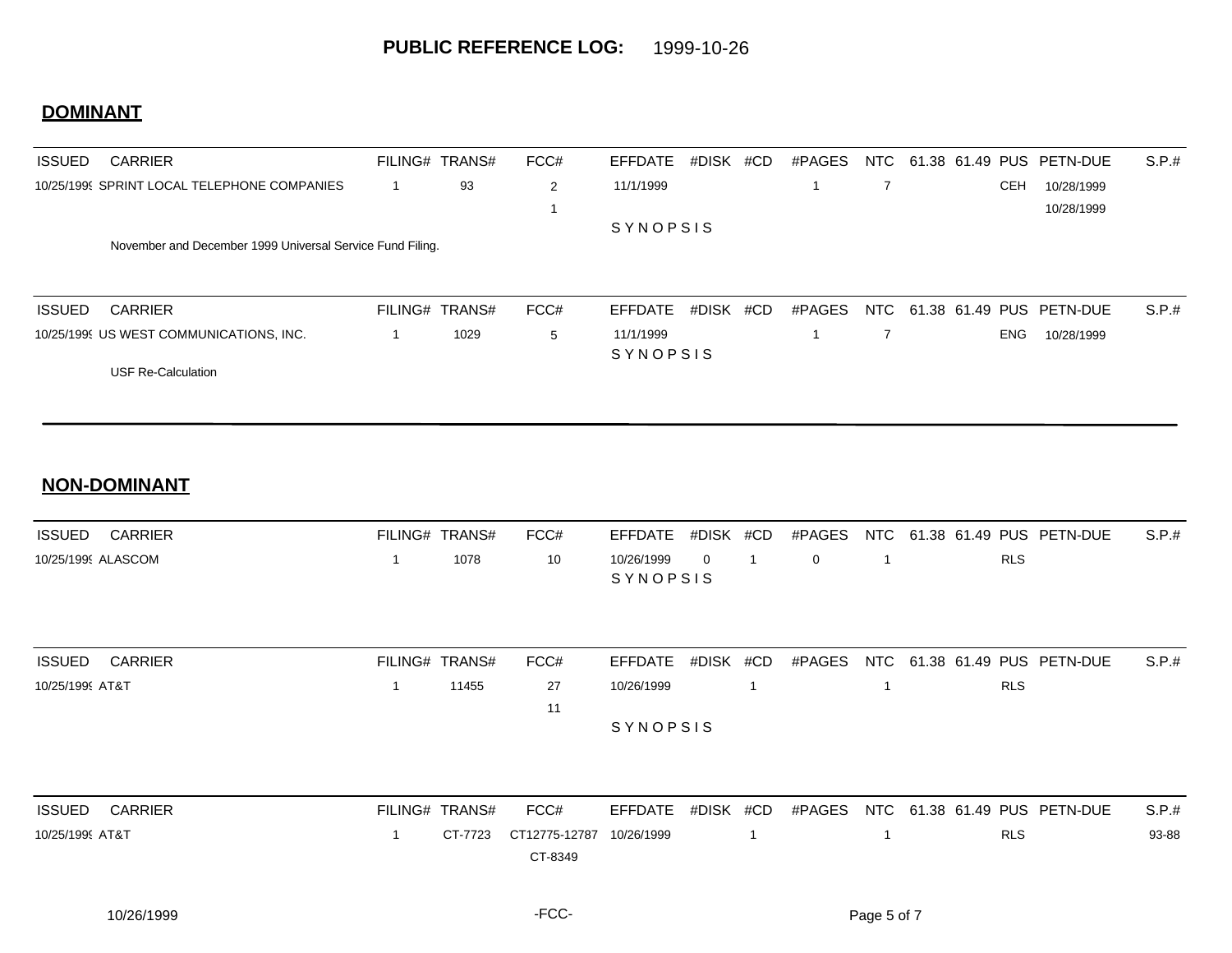**PUBLIC REFERENCE LOG:** 1999-10-26

## DOMINANT

| ISSUED | CARRIER | FILING# | TRANS# | FCC# | EFFDATE | #DISK | #CD | #PAGES | NTC | 61.38 | 61.49 | PUS | PETN-DUE | S.P.# |
|---|---|---|---|---|---|---|---|---|---|---|---|---|---|---|
| 10/25/1999 | SPRINT LOCAL TELEPHONE COMPANIES | 1 | 93 | 2 | 11/1/1999 | | | 1 | 7 | | | CEH | 10/28/1999 | |
| | | | | 1 | | | | | | | | | 10/28/1999 | |

SYNOPSIS

November and December 1999 Universal Service Fund Filing.

| ISSUED | CARRIER | FILING# | TRANS# | FCC# | EFFDATE | #DISK | #CD | #PAGES | NTC | 61.38 | 61.49 | PUS | PETN-DUE | S.P.# |
|---|---|---|---|---|---|---|---|---|---|---|---|---|---|---|
| 10/25/1999 | US WEST COMMUNICATIONS, INC. | 1 | 1029 | 5 | 11/1/1999 | | | 1 | 7 | | | ENG | 10/28/1999 | |

SYNOPSIS

USF Re-Calculation

## NON-DOMINANT

| ISSUED | CARRIER | FILING# | TRANS# | FCC# | EFFDATE | #DISK | #CD | #PAGES | NTC | 61.38 | 61.49 | PUS | PETN-DUE | S.P.# |
|---|---|---|---|---|---|---|---|---|---|---|---|---|---|---|
| 10/25/1999 | ALASCOM | 1 | 1078 | 10 | 10/26/1999 | 0 | 1 | 0 | 1 | | | RLS | | |

SYNOPSIS

| ISSUED | CARRIER | FILING# | TRANS# | FCC# | EFFDATE | #DISK | #CD | #PAGES | NTC | 61.38 | 61.49 | PUS | PETN-DUE | S.P.# |
|---|---|---|---|---|---|---|---|---|---|---|---|---|---|---|
| 10/25/1999 | AT&T | 1 | 11455 | 27 | 10/26/1999 | | 1 | | 1 | | | RLS | | |
| | | | | 11 | | | | | | | | | | |

SYNOPSIS

| ISSUED | CARRIER | FILING# | TRANS# | FCC# | EFFDATE | #DISK | #CD | #PAGES | NTC | 61.38 | 61.49 | PUS | PETN-DUE | S.P.# |
|---|---|---|---|---|---|---|---|---|---|---|---|---|---|---|
| 10/25/1999 | AT&T | 1 | CT-7723 | CT12775-12787 | 10/26/1999 | | 1 | | 1 | | | RLS | | 93-88 |
| | | | | CT-8349 | | | | | | | | | | |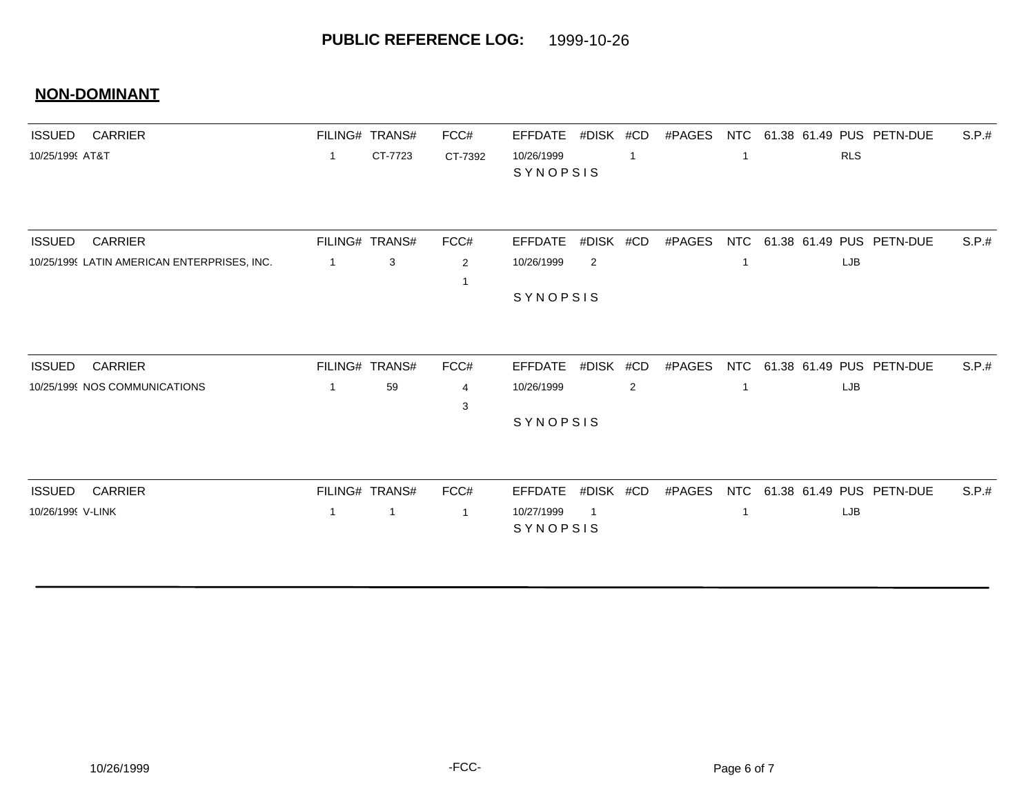# PUBLIC REFERENCE LOG: 1999-10-26

## NON-DOMINANT

| ISSUED | CARRIER | FILING# | TRANS# | FCC# | EFFDATE | #DISK | #CD | #PAGES | NTC | 61.38 | 61.49 | PUS | PETN-DUE | S.P.# |
|---|---|---|---|---|---|---|---|---|---|---|---|---|---|---|
| 10/25/1999 | AT&T | 1 | CT-7723 | CT-7392 | 10/26/1999 | | 1 | | 1 | | | RLS | | |

SYNOPSIS

| ISSUED | CARRIER | FILING# | TRANS# | FCC# | EFFDATE | #DISK | #CD | #PAGES | NTC | 61.38 | 61.49 | PUS | PETN-DUE | S.P.# |
|---|---|---|---|---|---|---|---|---|---|---|---|---|---|---|
| 10/25/1999 | LATIN AMERICAN ENTERPRISES, INC. | 1 | 3 | 2 | 10/26/1999 | 2 | | | 1 | | | LJB | | |
| | | | | 1 | | | | | | | | | | |

SYNOPSIS

| ISSUED | CARRIER | FILING# | TRANS# | FCC# | EFFDATE | #DISK | #CD | #PAGES | NTC | 61.38 | 61.49 | PUS | PETN-DUE | S.P.# |
|---|---|---|---|---|---|---|---|---|---|---|---|---|---|---|
| 10/25/1999 | NOS COMMUNICATIONS | 1 | 59 | 4 | 10/26/1999 | | 2 | | 1 | | | LJB | | |
| | | | | 3 | | | | | | | | | | |

SYNOPSIS

| ISSUED | CARRIER | FILING# | TRANS# | FCC# | EFFDATE | #DISK | #CD | #PAGES | NTC | 61.38 | 61.49 | PUS | PETN-DUE | S.P.# |
|---|---|---|---|---|---|---|---|---|---|---|---|---|---|---|
| 10/26/1999 | V-LINK | 1 | 1 | 1 | 10/27/1999 | 1 | | | 1 | | | LJB | | |

SYNOPSIS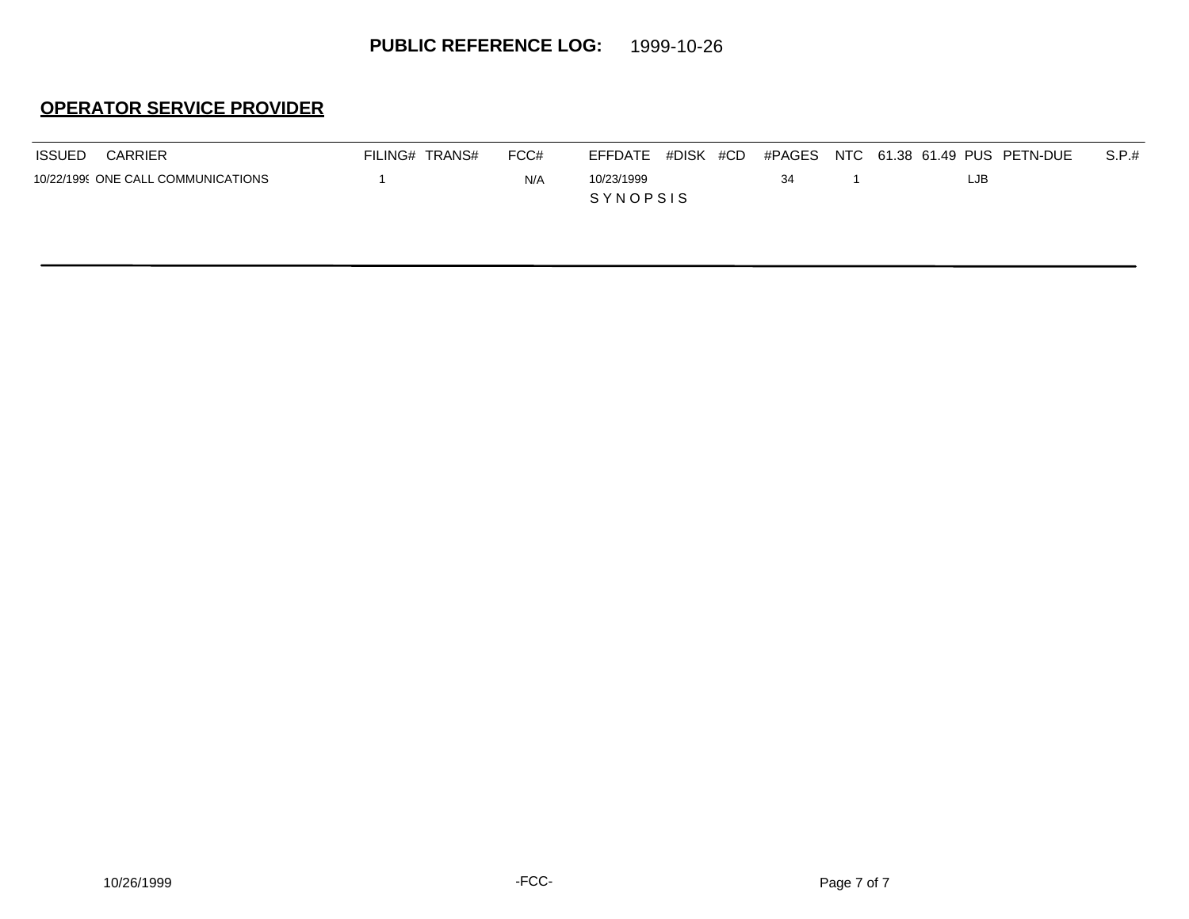**PUBLIC REFERENCE LOG:** 1999-10-26

## OPERATOR SERVICE PROVIDER

| ISSUED | CARRIER | FILING# | TRANS# | FCC# | EFFDATE | #DISK | #CD | #PAGES | NTC | 61.38 | 61.49 | PUS | PETN-DUE | S.P.# |
|---|---|---|---|---|---|---|---|---|---|---|---|---|---|---|
| 10/22/1999 | ONE CALL COMMUNICATIONS | 1 | | N/A | 10/23/1999 | | | 34 | 1 | | | LJB | | |

SYNOPSIS